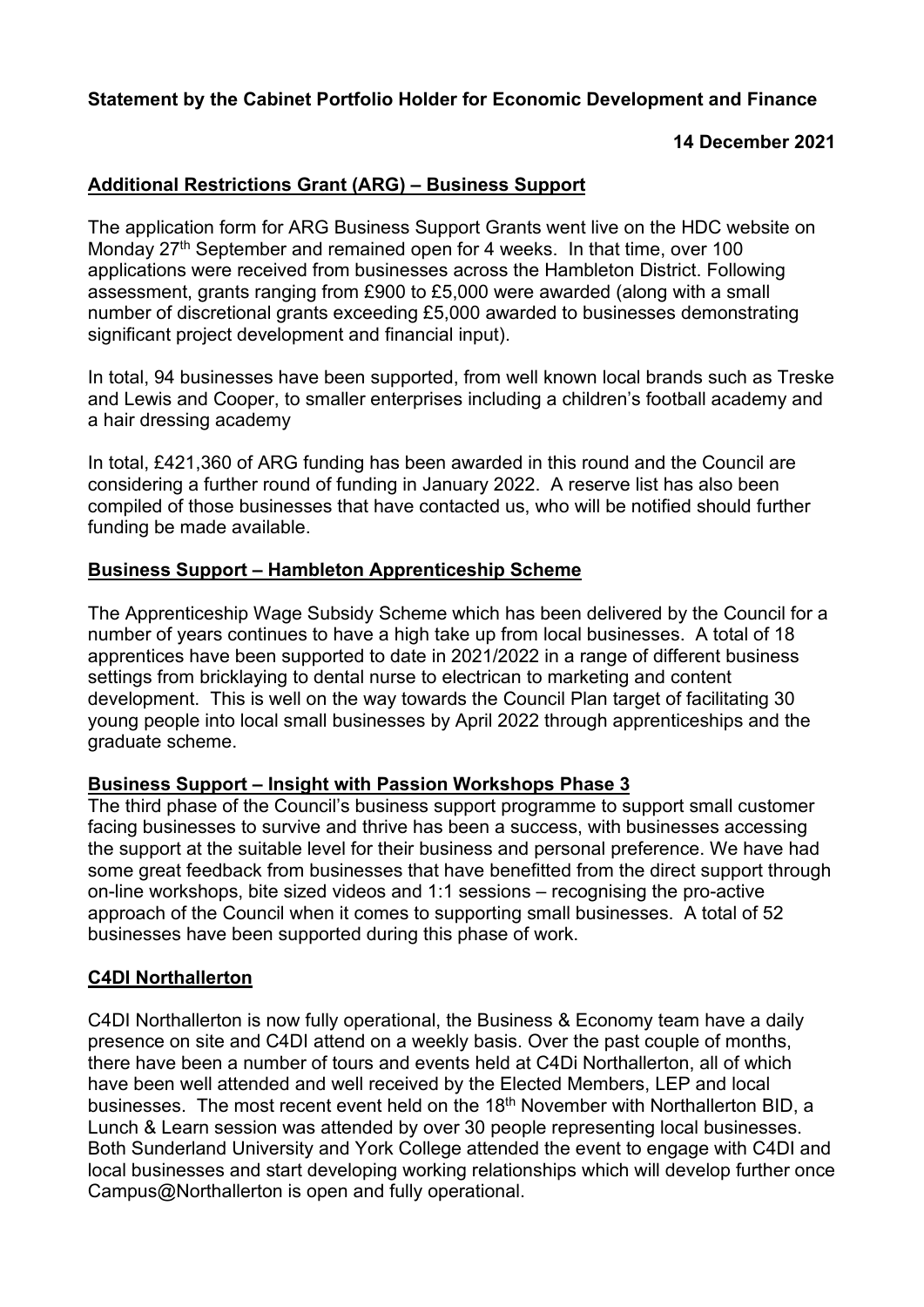**Statement by the Cabinet Portfolio Holder for Economic Development and Finance**

**14 December 2021**

## Additional Restrictions Grant (ARG) – Business Support

The application form for ARG Business Support Grants went live on the HDC website on Monday 27th September and remained open for 4 weeks. In that time, over 100 applications were received from businesses across the Hambleton District. Following assessment, grants ranging from £900 to £5,000 were awarded (along with a small number of discretional grants exceeding £5,000 awarded to businesses demonstrating significant project development and financial input).

In total, 94 businesses have been supported, from well known local brands such as Treske and Lewis and Cooper, to smaller enterprises including a children's football academy and a hair dressing academy

In total, £421,360 of ARG funding has been awarded in this round and the Council are considering a further round of funding in January 2022. A reserve list has also been compiled of those businesses that have contacted us, who will be notified should further funding be made available.

## Business Support – Hambleton Apprenticeship Scheme

The Apprenticeship Wage Subsidy Scheme which has been delivered by the Council for a number of years continues to have a high take up from local businesses. A total of 18 apprentices have been supported to date in 2021/2022 in a range of different business settings from bricklaying to dental nurse to electrican to marketing and content development. This is well on the way towards the Council Plan target of facilitating 30 young people into local small businesses by April 2022 through apprenticeships and the graduate scheme.

## Business Support – Insight with Passion Workshops Phase 3

The third phase of the Council's business support programme to support small customer facing businesses to survive and thrive has been a success, with businesses accessing the support at the suitable level for their business and personal preference. We have had some great feedback from businesses that have benefitted from the direct support through on-line workshops, bite sized videos and 1:1 sessions – recognising the pro-active approach of the Council when it comes to supporting small businesses. A total of 52 businesses have been supported during this phase of work.

## C4DI Northallerton

C4DI Northallerton is now fully operational, the Business & Economy team have a daily presence on site and C4DI attend on a weekly basis. Over the past couple of months, there have been a number of tours and events held at C4Di Northallerton, all of which have been well attended and well received by the Elected Members, LEP and local businesses. The most recent event held on the 18th November with Northallerton BID, a Lunch & Learn session was attended by over 30 people representing local businesses. Both Sunderland University and York College attended the event to engage with C4DI and local businesses and start developing working relationships which will develop further once Campus@Northallerton is open and fully operational.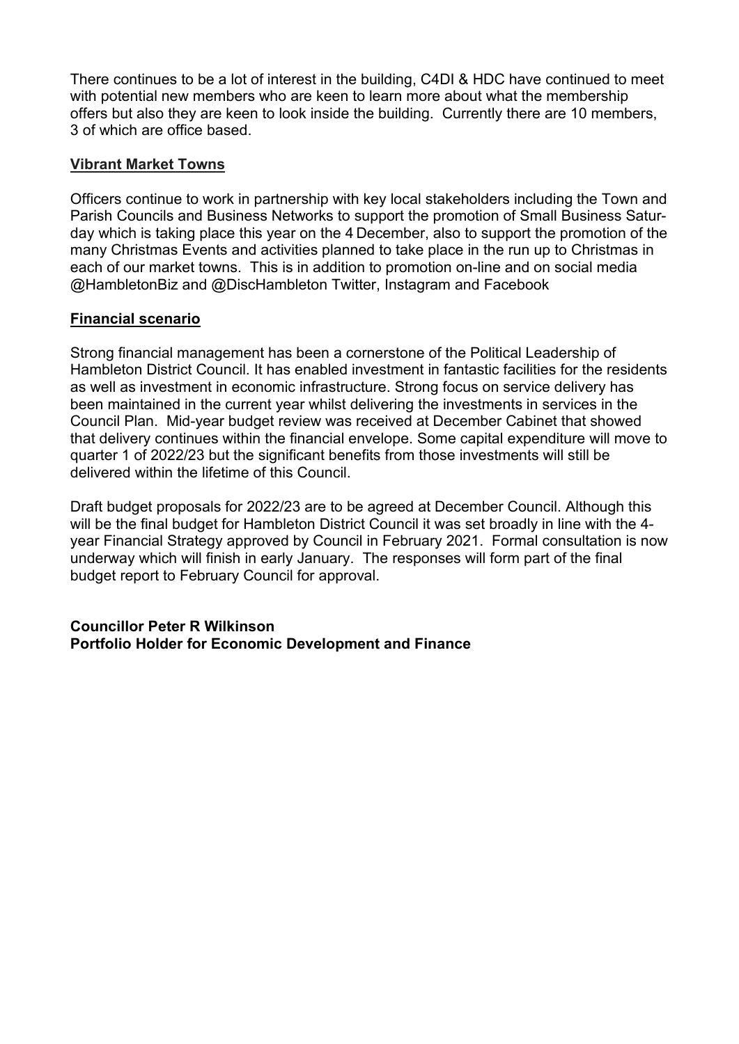There continues to be a lot of interest in the building, C4DI & HDC have continued to meet with potential new members who are keen to learn more about what the membership offers but also they are keen to look inside the building. Currently there are 10 members, 3 of which are office based.

## Vibrant Market Towns

Officers continue to work in partnership with key local stakeholders including the Town and Parish Councils and Business Networks to support the promotion of Small Business Saturday which is taking place this year on the 4 December, also to support the promotion of the many Christmas Events and activities planned to take place in the run up to Christmas in each of our market towns. This is in addition to promotion on-line and on social media @HambletonBiz and @DiscHambleton Twitter, Instagram and Facebook

## Financial scenario

Strong financial management has been a cornerstone of the Political Leadership of Hambleton District Council. It has enabled investment in fantastic facilities for the residents as well as investment in economic infrastructure. Strong focus on service delivery has been maintained in the current year whilst delivering the investments in services in the Council Plan. Mid-year budget review was received at December Cabinet that showed that delivery continues within the financial envelope. Some capital expenditure will move to quarter 1 of 2022/23 but the significant benefits from those investments will still be delivered within the lifetime of this Council.

Draft budget proposals for 2022/23 are to be agreed at December Council. Although this will be the final budget for Hambleton District Council it was set broadly in line with the 4-year Financial Strategy approved by Council in February 2021. Formal consultation is now underway which will finish in early January. The responses will form part of the final budget report to February Council for approval.

**Councillor Peter R Wilkinson**
**Portfolio Holder for Economic Development and Finance**